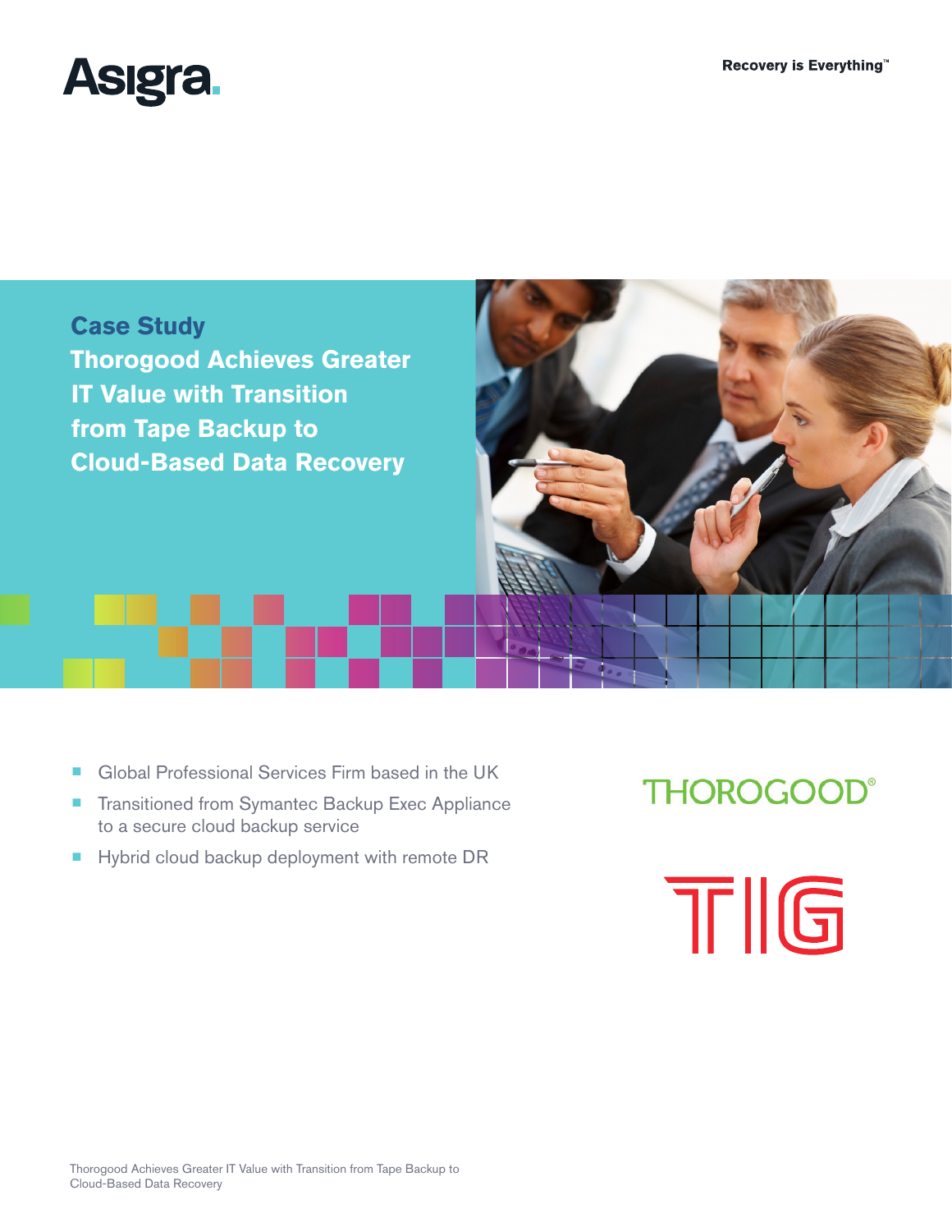Asigra.

Recovery is Everything™

# Case Study
# Thorogood Achieves Greater IT Value with Transition from Tape Backup to Cloud-Based Data Recovery

- Global Professional Services Firm based in the UK
- Transitioned from Symantec Backup Exec Appliance to a secure cloud backup service
- Hybrid cloud backup deployment with remote DR

THOROGOOD®

TIG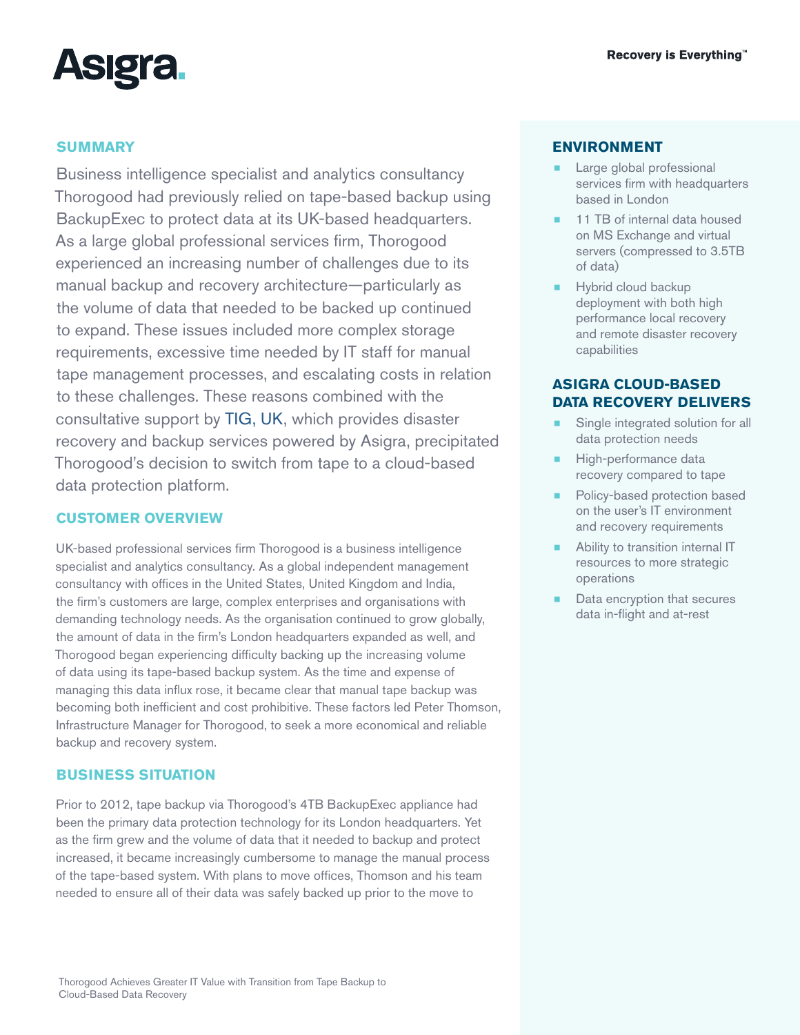## SUMMARY

Business intelligence specialist and analytics consultancy Thorogood had previously relied on tape-based backup using BackupExec to protect data at its UK-based headquarters. As a large global professional services firm, Thorogood experienced an increasing number of challenges due to its manual backup and recovery architecture—particularly as the volume of data that needed to be backed up continued to expand. These issues included more complex storage requirements, excessive time needed by IT staff for manual tape management processes, and escalating costs in relation to these challenges. These reasons combined with the consultative support by TIG, UK, which provides disaster recovery and backup services powered by Asigra, precipitated Thorogood's decision to switch from tape to a cloud-based data protection platform.

## CUSTOMER OVERVIEW

UK-based professional services firm Thorogood is a business intelligence specialist and analytics consultancy. As a global independent management consultancy with offices in the United States, United Kingdom and India, the firm's customers are large, complex enterprises and organisations with demanding technology needs. As the organisation continued to grow globally, the amount of data in the firm's London headquarters expanded as well, and Thorogood began experiencing difficulty backing up the increasing volume of data using its tape-based backup system. As the time and expense of managing this data influx rose, it became clear that manual tape backup was becoming both inefficient and cost prohibitive. These factors led Peter Thomson, Infrastructure Manager for Thorogood, to seek a more economical and reliable backup and recovery system.

## BUSINESS SITUATION

Prior to 2012, tape backup via Thorogood's 4TB BackupExec appliance had been the primary data protection technology for its London headquarters. Yet as the firm grew and the volume of data that it needed to backup and protect increased, it became increasingly cumbersome to manage the manual process of the tape-based system. With plans to move offices, Thomson and his team needed to ensure all of their data was safely backed up prior to the move to

## ENVIRONMENT

- Large global professional services firm with headquarters based in London
- 11 TB of internal data housed on MS Exchange and virtual servers (compressed to 3.5TB of data)
- Hybrid cloud backup deployment with both high performance local recovery and remote disaster recovery capabilities

## ASIGRA CLOUD-BASED DATA RECOVERY DELIVERS

- Single integrated solution for all data protection needs
- High-performance data recovery compared to tape
- Policy-based protection based on the user's IT environment and recovery requirements
- Ability to transition internal IT resources to more strategic operations
- Data encryption that secures data in-flight and at-rest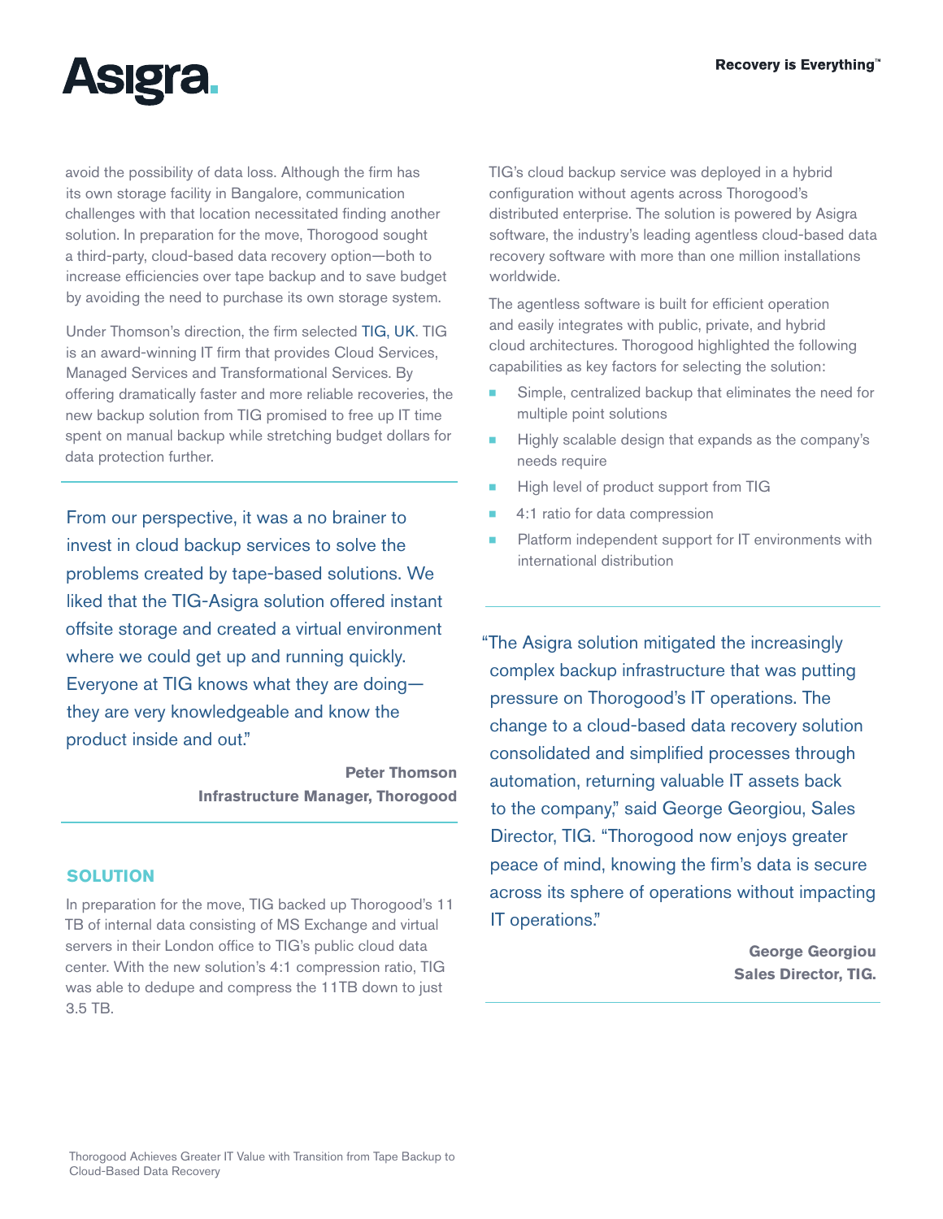avoid the possibility of data loss. Although the firm has its own storage facility in Bangalore, communication challenges with that location necessitated finding another solution. In preparation for the move, Thorogood sought a third-party, cloud-based data recovery option—both to increase efficiencies over tape backup and to save budget by avoiding the need to purchase its own storage system.

Under Thomson's direction, the firm selected TIG, UK. TIG is an award-winning IT firm that provides Cloud Services, Managed Services and Transformational Services. By offering dramatically faster and more reliable recoveries, the new backup solution from TIG promised to free up IT time spent on manual backup while stretching budget dollars for data protection further.

> From our perspective, it was a no brainer to invest in cloud backup services to solve the problems created by tape-based solutions. We liked that the TIG-Asigra solution offered instant offsite storage and created a virtual environment where we could get up and running quickly. Everyone at TIG knows what they are doing—they are very knowledgeable and know the product inside and out."
>
> **Peter Thomson**
> **Infrastructure Manager, Thorogood**

## SOLUTION

In preparation for the move, TIG backed up Thorogood's 11 TB of internal data consisting of MS Exchange and virtual servers in their London office to TIG's public cloud data center. With the new solution's 4:1 compression ratio, TIG was able to dedupe and compress the 11TB down to just 3.5 TB.

TIG's cloud backup service was deployed in a hybrid configuration without agents across Thorogood's distributed enterprise. The solution is powered by Asigra software, the industry's leading agentless cloud-based data recovery software with more than one million installations worldwide.

The agentless software is built for efficient operation and easily integrates with public, private, and hybrid cloud architectures. Thorogood highlighted the following capabilities as key factors for selecting the solution:

- Simple, centralized backup that eliminates the need for multiple point solutions
- Highly scalable design that expands as the company's needs require
- High level of product support from TIG
- 4:1 ratio for data compression
- Platform independent support for IT environments with international distribution

> "The Asigra solution mitigated the increasingly complex backup infrastructure that was putting pressure on Thorogood's IT operations. The change to a cloud-based data recovery solution consolidated and simplified processes through automation, returning valuable IT assets back to the company," said George Georgiou, Sales Director, TIG. "Thorogood now enjoys greater peace of mind, knowing the firm's data is secure across its sphere of operations without impacting IT operations."
>
> **George Georgiou**
> **Sales Director, TIG.**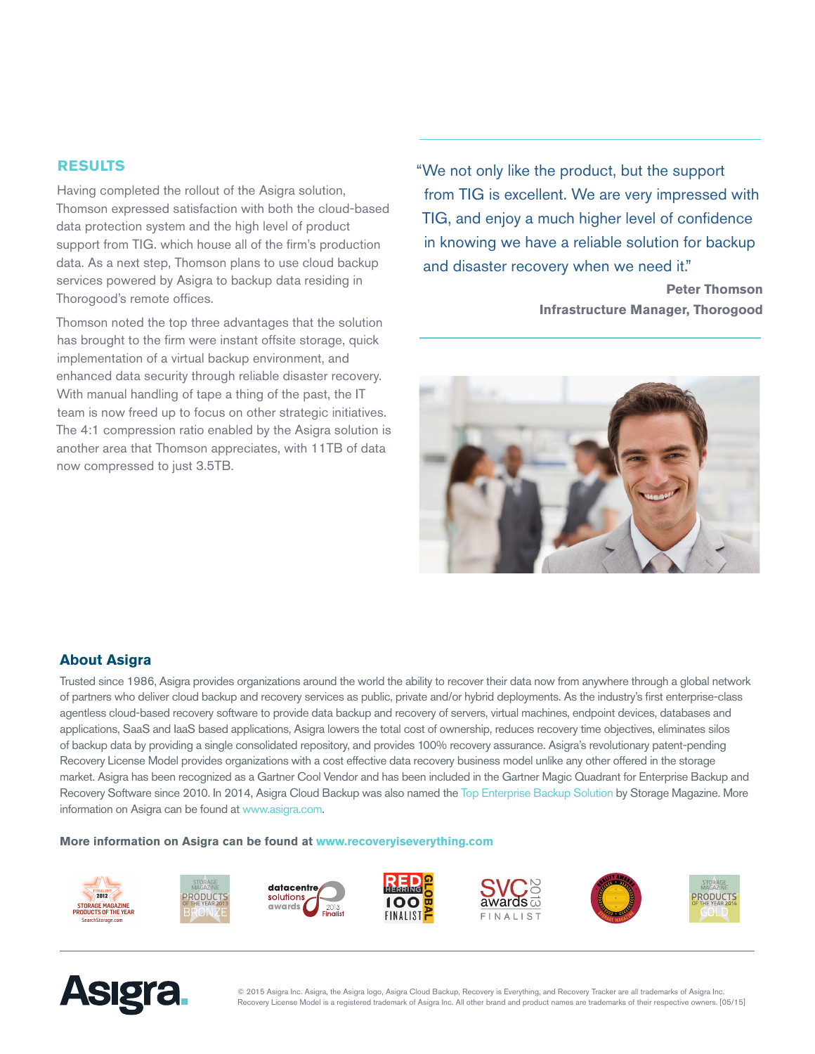## RESULTS

Having completed the rollout of the Asigra solution, Thomson expressed satisfaction with both the cloud-based data protection system and the high level of product support from TIG. which house all of the firm's production data. As a next step, Thomson plans to use cloud backup services powered by Asigra to backup data residing in Thorogood's remote offices.

Thomson noted the top three advantages that the solution has brought to the firm were instant offsite storage, quick implementation of a virtual backup environment, and enhanced data security through reliable disaster recovery. With manual handling of tape a thing of the past, the IT team is now freed up to focus on other strategic initiatives. The 4:1 compression ratio enabled by the Asigra solution is another area that Thomson appreciates, with 11TB of data now compressed to just 3.5TB.

"We not only like the product, but the support from TIG is excellent. We are very impressed with TIG, and enjoy a much higher level of confidence in knowing we have a reliable solution for backup and disaster recovery when we need it."

**Peter Thomson**
**Infrastructure Manager, Thorogood**

## About Asigra

Trusted since 1986, Asigra provides organizations around the world the ability to recover their data now from anywhere through a global network of partners who deliver cloud backup and recovery services as public, private and/or hybrid deployments. As the industry's first enterprise-class agentless cloud-based recovery software to provide data backup and recovery of servers, virtual machines, endpoint devices, databases and applications, SaaS and IaaS based applications, Asigra lowers the total cost of ownership, reduces recovery time objectives, eliminates silos of backup data by providing a single consolidated repository, and provides 100% recovery assurance. Asigra's revolutionary patent-pending Recovery License Model provides organizations with a cost effective data recovery business model unlike any other offered in the storage market. Asigra has been recognized as a Gartner Cool Vendor and has been included in the Gartner Magic Quadrant for Enterprise Backup and Recovery Software since 2010. In 2014, Asigra Cloud Backup was also named the Top Enterprise Backup Solution by Storage Magazine. More information on Asigra can be found at www.asigra.com.

**More information on Asigra can be found at www.recoveryiseverything.com**

© 2015 Asigra Inc. Asigra, the Asigra logo, Asigra Cloud Backup, Recovery is Everything, and Recovery Tracker are all trademarks of Asigra Inc. Recovery License Model is a registered trademark of Asigra Inc. All other brand and product names are trademarks of their respective owners. [05/15]